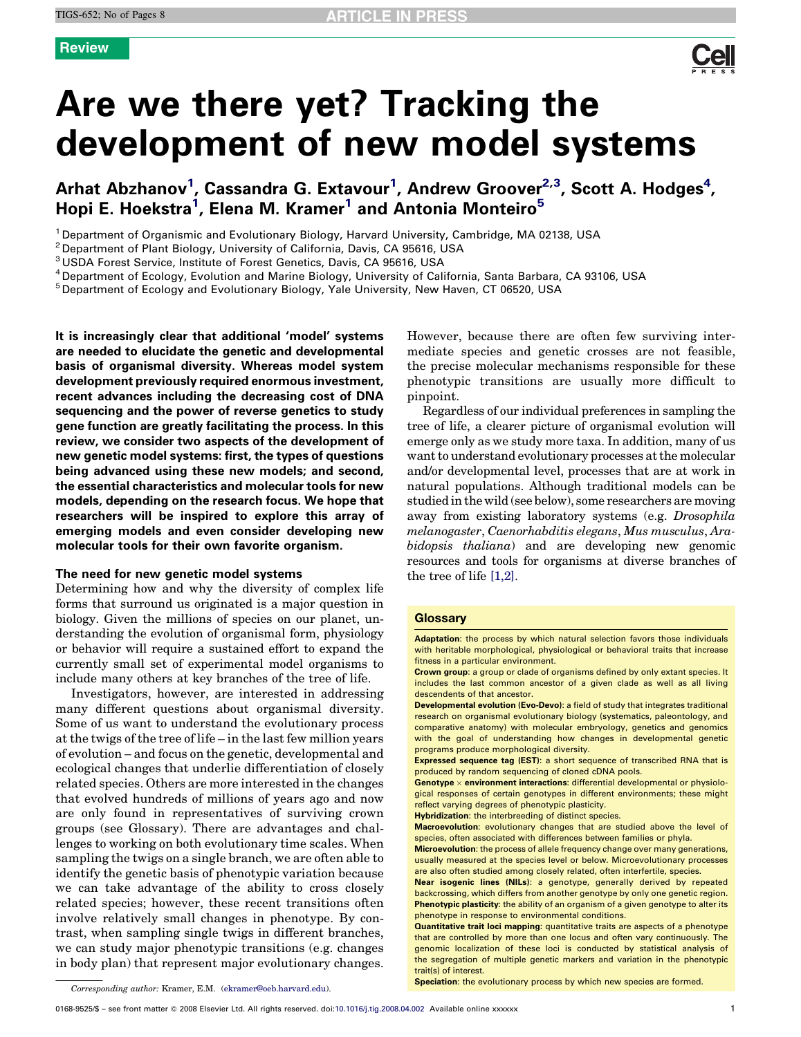Review

# Are we there yet? Tracking the development of new model systems

**Arhat Abzhanov[1], Cassandra G. Extavour[1], Andrew Groover[2,3], Scott A. Hodges[4], Hopi E. Hoekstra[1], Elena M. Kramer[1] and Antonia Monteiro[5]**

[1] Department of Organismic and Evolutionary Biology, Harvard University, Cambridge, MA 02138, USA
[2] Department of Plant Biology, University of California, Davis, CA 95616, USA
[3] USDA Forest Service, Institute of Forest Genetics, Davis, CA 95616, USA
[4] Department of Ecology, Evolution and Marine Biology, University of California, Santa Barbara, CA 93106, USA
[5] Department of Ecology and Evolutionary Biology, Yale University, New Haven, CT 06520, USA

**It is increasingly clear that additional 'model' systems are needed to elucidate the genetic and developmental basis of organismal diversity. Whereas model system development previously required enormous investment, recent advances including the decreasing cost of DNA sequencing and the power of reverse genetics to study gene function are greatly facilitating the process. In this review, we consider two aspects of the development of new genetic model systems: first, the types of questions being advanced using these new models; and second, the essential characteristics and molecular tools for new models, depending on the research focus. We hope that researchers will be inspired to explore this array of emerging models and even consider developing new molecular tools for their own favorite organism.**

## The need for new genetic model systems

Determining how and why the diversity of complex life forms that surround us originated is a major question in biology. Given the millions of species on our planet, understanding the evolution of organismal form, physiology or behavior will require a sustained effort to expand the currently small set of experimental model organisms to include many others at key branches of the tree of life.

Investigators, however, are interested in addressing many different questions about organismal diversity. Some of us want to understand the evolutionary process at the twigs of the tree of life – in the last few million years of evolution – and focus on the genetic, developmental and ecological changes that underlie differentiation of closely related species. Others are more interested in the changes that evolved hundreds of millions of years ago and now are only found in representatives of surviving crown groups (see Glossary). There are advantages and challenges to working on both evolutionary time scales. When sampling the twigs on a single branch, we are often able to identify the genetic basis of phenotypic variation because we can take advantage of the ability to cross closely related species; however, these recent transitions often involve relatively small changes in phenotype. By contrast, when sampling single twigs in different branches, we can study major phenotypic transitions (e.g. changes in body plan) that represent major evolutionary changes. However, because there are often few surviving intermediate species and genetic crosses are not feasible, the precise molecular mechanisms responsible for these phenotypic transitions are usually more difficult to pinpoint.

Regardless of our individual preferences in sampling the tree of life, a clearer picture of organismal evolution will emerge only as we study more taxa. In addition, many of us want to understand evolutionary processes at the molecular and/or developmental level, processes that are at work in natural populations. Although traditional models can be studied in the wild (see below), some researchers are moving away from existing laboratory systems (e.g. *Drosophila melanogaster*, *Caenorhabditis elegans*, *Mus musculus*, *Arabidopsis thaliana*) and are developing new genomic resources and tools for organisms at diverse branches of the tree of life [1,2].

### Glossary

**Adaptation**: the process by which natural selection favors those individuals with heritable morphological, physiological or behavioral traits that increase fitness in a particular environment.

**Crown group**: a group or clade of organisms defined by only extant species. It includes the last common ancestor of a given clade as well as all living descendents of that ancestor.

**Developmental evolution (Evo-Devo)**: a field of study that integrates traditional research on organismal evolutionary biology (systematics, paleontology, and comparative anatomy) with molecular embryology, genetics and genomics with the goal of understanding how changes in developmental genetic programs produce morphological diversity.

**Expressed sequence tag (EST)**: a short sequence of transcribed RNA that is produced by random sequencing of cloned cDNA pools.

**Genotype × environment interactions**: differential developmental or physiological responses of certain genotypes in different environments; these might reflect varying degrees of phenotypic plasticity.

**Hybridization**: the interbreeding of distinct species.

**Macroevolution**: evolutionary changes that are studied above the level of species, often associated with differences between families or phyla.

**Microevolution**: the process of allele frequency change over many generations, usually measured at the species level or below. Microevolutionary processes are also often studied among closely related, often interfertile, species.

**Near isogenic lines (NILs)**: a genotype, generally derived by repeated backcrossing, which differs from another genotype by only one genetic region.

**Phenotypic plasticity**: the ability of an organism of a given genotype to alter its phenotype in response to environmental conditions.

**Quantitative trait loci mapping**: quantitative traits are aspects of a phenotype that are controlled by more than one locus and often vary continuously. The genomic localization of these loci is conducted by statistical analysis of the segregation of multiple genetic markers and variation in the phenotypic trait(s) of interest.

**Speciation**: the evolutionary process by which new species are formed.

*Corresponding author:* Kramer, E.M. (ekramer@oeb.harvard.edu).

0168-9525/$ – see front matter © 2008 Elsevier Ltd. All rights reserved. doi:10.1016/j.tig.2008.04.002 Available online xxxxxx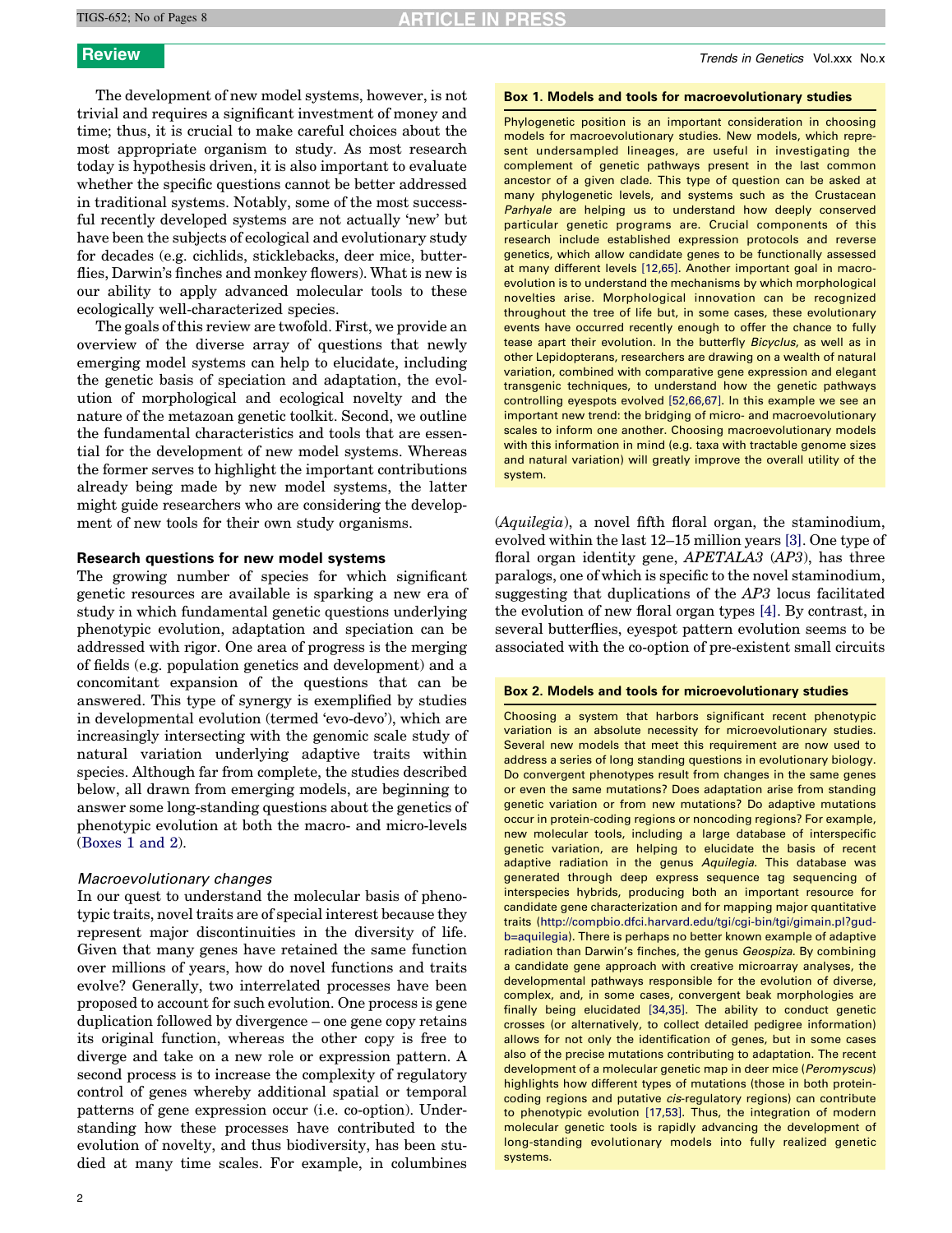The development of new model systems, however, is not trivial and requires a significant investment of money and time; thus, it is crucial to make careful choices about the most appropriate organism to study. As most research today is hypothesis driven, it is also important to evaluate whether the specific questions cannot be better addressed in traditional systems. Notably, some of the most successful recently developed systems are not actually 'new' but have been the subjects of ecological and evolutionary study for decades (e.g. cichlids, sticklebacks, deer mice, butterflies, Darwin's finches and monkey flowers). What is new is our ability to apply advanced molecular tools to these ecologically well-characterized species.

The goals of this review are twofold. First, we provide an overview of the diverse array of questions that newly emerging model systems can help to elucidate, including the genetic basis of speciation and adaptation, the evolution of morphological and ecological novelty and the nature of the metazoan genetic toolkit. Second, we outline the fundamental characteristics and tools that are essential for the development of new model systems. Whereas the former serves to highlight the important contributions already being made by new model systems, the latter might guide researchers who are considering the development of new tools for their own study organisms.

## Research questions for new model systems

The growing number of species for which significant genetic resources are available is sparking a new era of study in which fundamental genetic questions underlying phenotypic evolution, adaptation and speciation can be addressed with rigor. One area of progress is the merging of fields (e.g. population genetics and development) and a concomitant expansion of the questions that can be answered. This type of synergy is exemplified by studies in developmental evolution (termed 'evo-devo'), which are increasingly intersecting with the genomic scale study of natural variation underlying adaptive traits within species. Although far from complete, the studies described below, all drawn from emerging models, are beginning to answer some long-standing questions about the genetics of phenotypic evolution at both the macro- and micro-levels (Boxes 1 and 2).

### *Macroevolutionary changes*

In our quest to understand the molecular basis of phenotypic traits, novel traits are of special interest because they represent major discontinuities in the diversity of life. Given that many genes have retained the same function over millions of years, how do novel functions and traits evolve? Generally, two interrelated processes have been proposed to account for such evolution. One process is gene duplication followed by divergence – one gene copy retains its original function, whereas the other copy is free to diverge and take on a new role or expression pattern. A second process is to increase the complexity of regulatory control of genes whereby additional spatial or temporal patterns of gene expression occur (i.e. co-option). Understanding how these processes have contributed to the evolution of novelty, and thus biodiversity, has been studied at many time scales. For example, in columbines (*Aquilegia*), a novel fifth floral organ, the staminodium, evolved within the last 12–15 million years [3]. One type of floral organ identity gene, *APETALA3* (*AP3*), has three paralogs, one of which is specific to the novel staminodium, suggesting that duplications of the *AP3* locus facilitated the evolution of new floral organ types [4]. By contrast, in several butterflies, eyespot pattern evolution seems to be associated with the co-option of pre-existent small circuits

> **Box 1. Models and tools for macroevolutionary studies**
>
> Phylogenetic position is an important consideration in choosing models for macroevolutionary studies. New models, which represent undersampled lineages, are useful in investigating the complement of genetic pathways present in the last common ancestor of a given clade. This type of question can be asked at many phylogenetic levels, and systems such as the Crustacean *Parhyale* are helping us to understand how deeply conserved particular genetic programs are. Crucial components of this research include established expression protocols and reverse genetics, which allow candidate genes to be functionally assessed at many different levels [12,65]. Another important goal in macroevolution is to understand the mechanisms by which morphological novelties arise. Morphological innovation can be recognized throughout the tree of life but, in some cases, these evolutionary events have occurred recently enough to offer the chance to fully tease apart their evolution. In the butterfly *Bicyclus*, as well as in other Lepidopterans, researchers are drawing on a wealth of natural variation, combined with comparative gene expression and elegant transgenic techniques, to understand how the genetic pathways controlling eyespots evolved [52,66,67]. In this example we see an important new trend: the bridging of micro- and macroevolutionary scales to inform one another. Choosing macroevolutionary models with this information in mind (e.g. taxa with tractable genome sizes and natural variation) will greatly improve the overall utility of the system.

> **Box 2. Models and tools for microevolutionary studies**
>
> Choosing a system that harbors significant recent phenotypic variation is an absolute necessity for microevolutionary studies. Several new models that meet this requirement are now used to address a series of long standing questions in evolutionary biology. Do convergent phenotypes result from changes in the same genes or even the same mutations? Does adaptation arise from standing genetic variation or from new mutations? Do adaptive mutations occur in protein-coding regions or noncoding regions? For example, new molecular tools, including a large database of interspecific genetic variation, are helping to elucidate the basis of recent adaptive radiation in the genus *Aquilegia*. This database was generated through deep express sequence tag sequencing of interspecies hybrids, producing both an important resource for candidate gene characterization and for mapping major quantitative traits (http://compbio.dfci.harvard.edu/tgi/cgi-bin/tgi/gimain.pl?gudb=aquilegia). There is perhaps no better known example of adaptive radiation than Darwin's finches, the genus *Geospiza*. By combining a candidate gene approach with creative microarray analyses, the developmental pathways responsible for the evolution of diverse, complex, and, in some cases, convergent beak morphologies are finally being elucidated [34,35]. The ability to conduct genetic crosses (or alternatively, to collect detailed pedigree information) allows for not only the identification of genes, but in some cases also of the precise mutations contributing to adaptation. The recent development of a molecular genetic map in deer mice (*Peromyscus*) highlights how different types of mutations (those in both protein-coding regions and putative *cis*-regulatory regions) can contribute to phenotypic evolution [17,53]. Thus, the integration of modern molecular genetic tools is rapidly advancing the development of long-standing evolutionary models into fully realized genetic systems.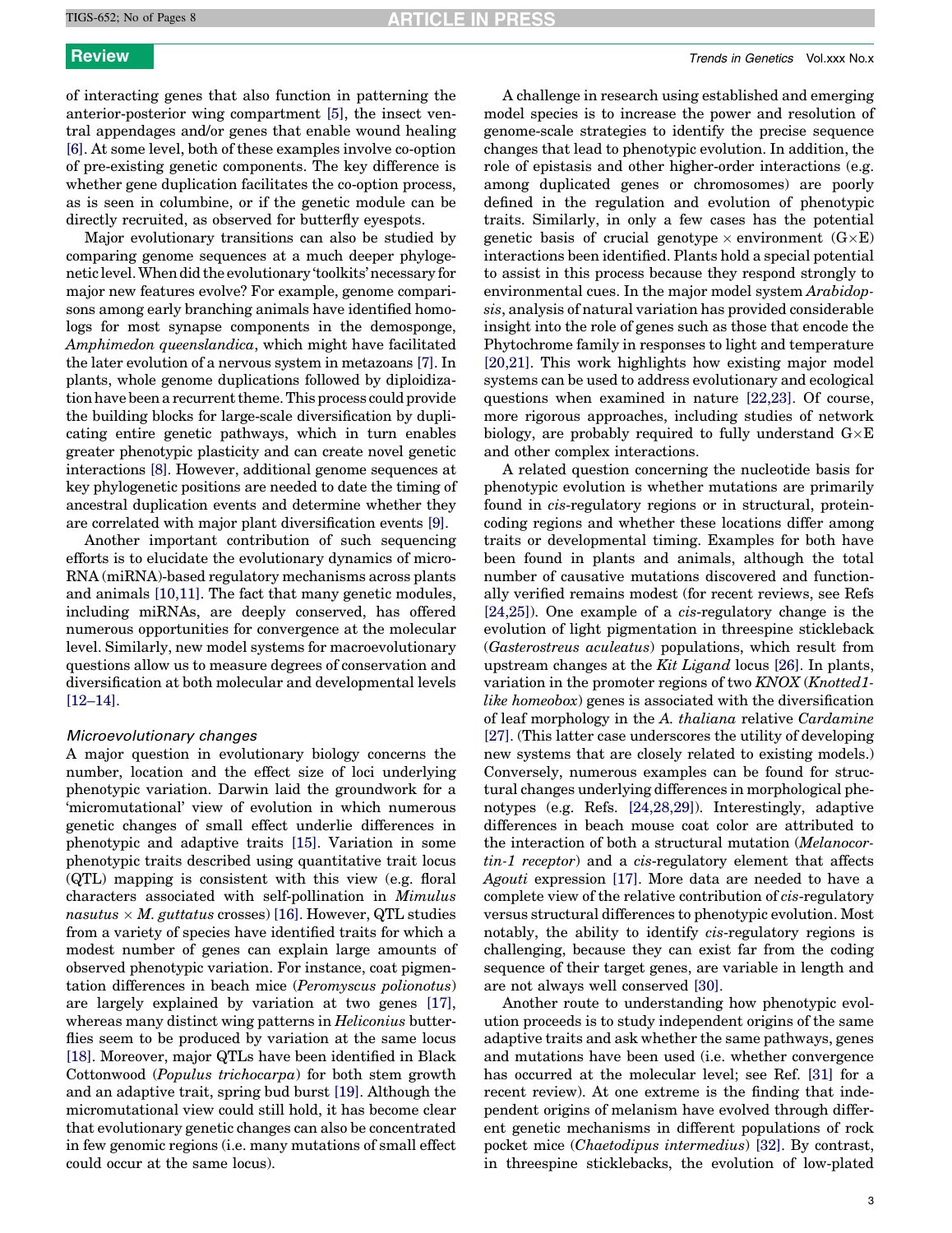of interacting genes that also function in patterning the anterior-posterior wing compartment [5], the insect ventral appendages and/or genes that enable wound healing [6]. At some level, both of these examples involve co-option of pre-existing genetic components. The key difference is whether gene duplication facilitates the co-option process, as is seen in columbine, or if the genetic module can be directly recruited, as observed for butterfly eyespots.

Major evolutionary transitions can also be studied by comparing genome sequences at a much deeper phylogenetic level. When did the evolutionary 'toolkits' necessary for major new features evolve? For example, genome comparisons among early branching animals have identified homologs for most synapse components in the demosponge, *Amphimedon queenslandica*, which might have facilitated the later evolution of a nervous system in metazoans [7]. In plants, whole genome duplications followed by diploidization have been a recurrent theme. This process could provide the building blocks for large-scale diversification by duplicating entire genetic pathways, which in turn enables greater phenotypic plasticity and can create novel genetic interactions [8]. However, additional genome sequences at key phylogenetic positions are needed to date the timing of ancestral duplication events and determine whether they are correlated with major plant diversification events [9].

Another important contribution of such sequencing efforts is to elucidate the evolutionary dynamics of microRNA (miRNA)-based regulatory mechanisms across plants and animals [10,11]. The fact that many genetic modules, including miRNAs, are deeply conserved, has offered numerous opportunities for convergence at the molecular level. Similarly, new model systems for macroevolutionary questions allow us to measure degrees of conservation and diversification at both molecular and developmental levels [12–14].

### *Microevolutionary changes*

A major question in evolutionary biology concerns the number, location and the effect size of loci underlying phenotypic variation. Darwin laid the groundwork for a 'micromutational' view of evolution in which numerous genetic changes of small effect underlie differences in phenotypic and adaptive traits [15]. Variation in some phenotypic traits described using quantitative trait locus (QTL) mapping is consistent with this view (e.g. floral characters associated with self-pollination in *Mimulus nasutus* × *M. guttatus* crosses) [16]. However, QTL studies from a variety of species have identified traits for which a modest number of genes can explain large amounts of observed phenotypic variation. For instance, coat pigmentation differences in beach mice (*Peromyscus polionotus*) are largely explained by variation at two genes [17], whereas many distinct wing patterns in *Heliconius* butterflies seem to be produced by variation at the same locus [18]. Moreover, major QTLs have been identified in Black Cottonwood (*Populus trichocarpa*) for both stem growth and an adaptive trait, spring bud burst [19]. Although the micromutational view could still hold, it has become clear that evolutionary genetic changes can also be concentrated in few genomic regions (i.e. many mutations of small effect could occur at the same locus).

A challenge in research using established and emerging model species is to increase the power and resolution of genome-scale strategies to identify the precise sequence changes that lead to phenotypic evolution. In addition, the role of epistasis and other higher-order interactions (e.g. among duplicated genes or chromosomes) are poorly defined in the regulation and evolution of phenotypic traits. Similarly, in only a few cases has the potential genetic basis of crucial genotype × environment (G×E) interactions been identified. Plants hold a special potential to assist in this process because they respond strongly to environmental cues. In the major model system *Arabidopsis*, analysis of natural variation has provided considerable insight into the role of genes such as those that encode the Phytochrome family in responses to light and temperature [20,21]. This work highlights how existing major model systems can be used to address evolutionary and ecological questions when examined in nature [22,23]. Of course, more rigorous approaches, including studies of network biology, are probably required to fully understand G×E and other complex interactions.

A related question concerning the nucleotide basis for phenotypic evolution is whether mutations are primarily found in *cis*-regulatory regions or in structural, protein-coding regions and whether these locations differ among traits or developmental timing. Examples for both have been found in plants and animals, although the total number of causative mutations discovered and functionally verified remains modest (for recent reviews, see Refs [24,25]). One example of a *cis*-regulatory change is the evolution of light pigmentation in threespine stickleback (*Gasterostreus aculeatus*) populations, which result from upstream changes at the *Kit Ligand* locus [26]. In plants, variation in the promoter regions of two *KNOX* (*Knotted1-like homeobox*) genes is associated with the diversification of leaf morphology in the *A. thaliana* relative *Cardamine* [27]. (This latter case underscores the utility of developing new systems that are closely related to existing models.) Conversely, numerous examples can be found for structural changes underlying differences in morphological phenotypes (e.g. Refs. [24,28,29]). Interestingly, adaptive differences in beach mouse coat color are attributed to the interaction of both a structural mutation (*Melanocortin-1 receptor*) and a *cis*-regulatory element that affects *Agouti* expression [17]. More data are needed to have a complete view of the relative contribution of *cis*-regulatory versus structural differences to phenotypic evolution. Most notably, the ability to identify *cis*-regulatory regions is challenging, because they can exist far from the coding sequence of their target genes, are variable in length and are not always well conserved [30].

Another route to understanding how phenotypic evolution proceeds is to study independent origins of the same adaptive traits and ask whether the same pathways, genes and mutations have been used (i.e. whether convergence has occurred at the molecular level; see Ref. [31] for a recent review). At one extreme is the finding that independent origins of melanism have evolved through different genetic mechanisms in different populations of rock pocket mice (*Chaetodipus intermedius*) [32]. By contrast, in threespine sticklebacks, the evolution of low-plated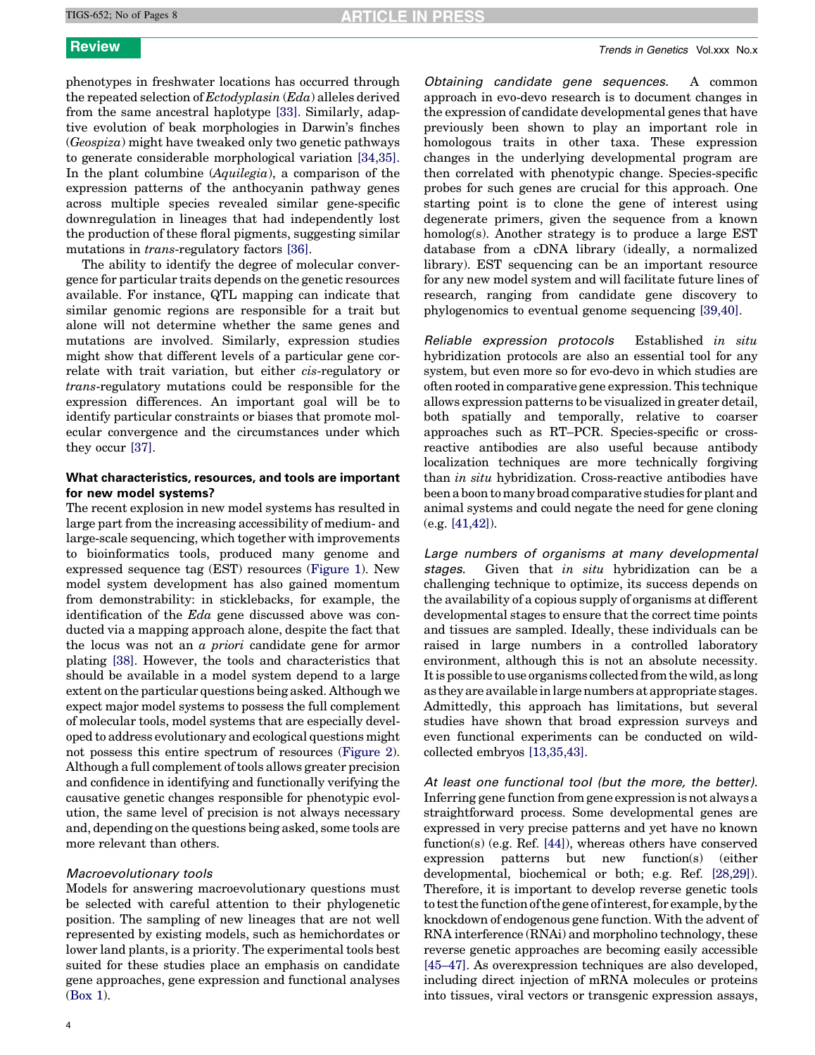phenotypes in freshwater locations has occurred through the repeated selection of *Ectodyplasin* (*Eda*) alleles derived from the same ancestral haplotype [33]. Similarly, adaptive evolution of beak morphologies in Darwin's finches (*Geospiza*) might have tweaked only two genetic pathways to generate considerable morphological variation [34,35]. In the plant columbine (*Aquilegia*), a comparison of the expression patterns of the anthocyanin pathway genes across multiple species revealed similar gene-specific downregulation in lineages that had independently lost the production of these floral pigments, suggesting similar mutations in *trans*-regulatory factors [36].

The ability to identify the degree of molecular convergence for particular traits depends on the genetic resources available. For instance, QTL mapping can indicate that similar genomic regions are responsible for a trait but alone will not determine whether the same genes and mutations are involved. Similarly, expression studies might show that different levels of a particular gene correlate with trait variation, but either *cis*-regulatory or *trans*-regulatory mutations could be responsible for the expression differences. An important goal will be to identify particular constraints or biases that promote molecular convergence and the circumstances under which they occur [37].

## What characteristics, resources, and tools are important for new model systems?

The recent explosion in new model systems has resulted in large part from the increasing accessibility of medium- and large-scale sequencing, which together with improvements to bioinformatics tools, produced many genome and expressed sequence tag (EST) resources (Figure 1). New model system development has also gained momentum from demonstrability: in sticklebacks, for example, the identification of the *Eda* gene discussed above was conducted via a mapping approach alone, despite the fact that the locus was not an *a priori* candidate gene for armor plating [38]. However, the tools and characteristics that should be available in a model system depend to a large extent on the particular questions being asked. Although we expect major model systems to possess the full complement of molecular tools, model systems that are especially developed to address evolutionary and ecological questions might not possess this entire spectrum of resources (Figure 2). Although a full complement of tools allows greater precision and confidence in identifying and functionally verifying the causative genetic changes responsible for phenotypic evolution, the same level of precision is not always necessary and, depending on the questions being asked, some tools are more relevant than others.

### *Macroevolutionary tools*

Models for answering macroevolutionary questions must be selected with careful attention to their phylogenetic position. The sampling of new lineages that are not well represented by existing models, such as hemichordates or lower land plants, is a priority. The experimental tools best suited for these studies place an emphasis on candidate gene approaches, gene expression and functional analyses (Box 1).

*Obtaining candidate gene sequences.* A common approach in evo-devo research is to document changes in the expression of candidate developmental genes that have previously been shown to play an important role in homologous traits in other taxa. These expression changes in the underlying developmental program are then correlated with phenotypic change. Species-specific probes for such genes are crucial for this approach. One starting point is to clone the gene of interest using degenerate primers, given the sequence from a known homolog(s). Another strategy is to produce a large EST database from a cDNA library (ideally, a normalized library). EST sequencing can be an important resource for any new model system and will facilitate future lines of research, ranging from candidate gene discovery to phylogenomics to eventual genome sequencing [39,40].

*Reliable expression protocols* Established *in situ* hybridization protocols are also an essential tool for any system, but even more so for evo-devo in which studies are often rooted in comparative gene expression. This technique allows expression patterns to be visualized in greater detail, both spatially and temporally, relative to coarser approaches such as RT–PCR. Species-specific or cross-reactive antibodies are also useful because antibody localization techniques are more technically forgiving than *in situ* hybridization. Cross-reactive antibodies have been a boon to many broad comparative studies for plant and animal systems and could negate the need for gene cloning (e.g. [41,42]).

*Large numbers of organisms at many developmental stages.* Given that *in situ* hybridization can be a challenging technique to optimize, its success depends on the availability of a copious supply of organisms at different developmental stages to ensure that the correct time points and tissues are sampled. Ideally, these individuals can be raised in large numbers in a controlled laboratory environment, although this is not an absolute necessity. It is possible to use organisms collected from the wild, as long as they are available in large numbers at appropriate stages. Admittedly, this approach has limitations, but several studies have shown that broad expression surveys and even functional experiments can be conducted on wild-collected embryos [13,35,43].

*At least one functional tool (but the more, the better).* Inferring gene function from gene expression is not always a straightforward process. Some developmental genes are expressed in very precise patterns and yet have no known function(s) (e.g. Ref. [44]), whereas others have conserved expression patterns but new function(s) (either developmental, biochemical or both; e.g. Ref. [28,29]). Therefore, it is important to develop reverse genetic tools to test the function of the gene of interest, for example, by the knockdown of endogenous gene function. With the advent of RNA interference (RNAi) and morpholino technology, these reverse genetic approaches are becoming easily accessible [45–47]. As overexpression techniques are also developed, including direct injection of mRNA molecules or proteins into tissues, viral vectors or transgenic expression assays,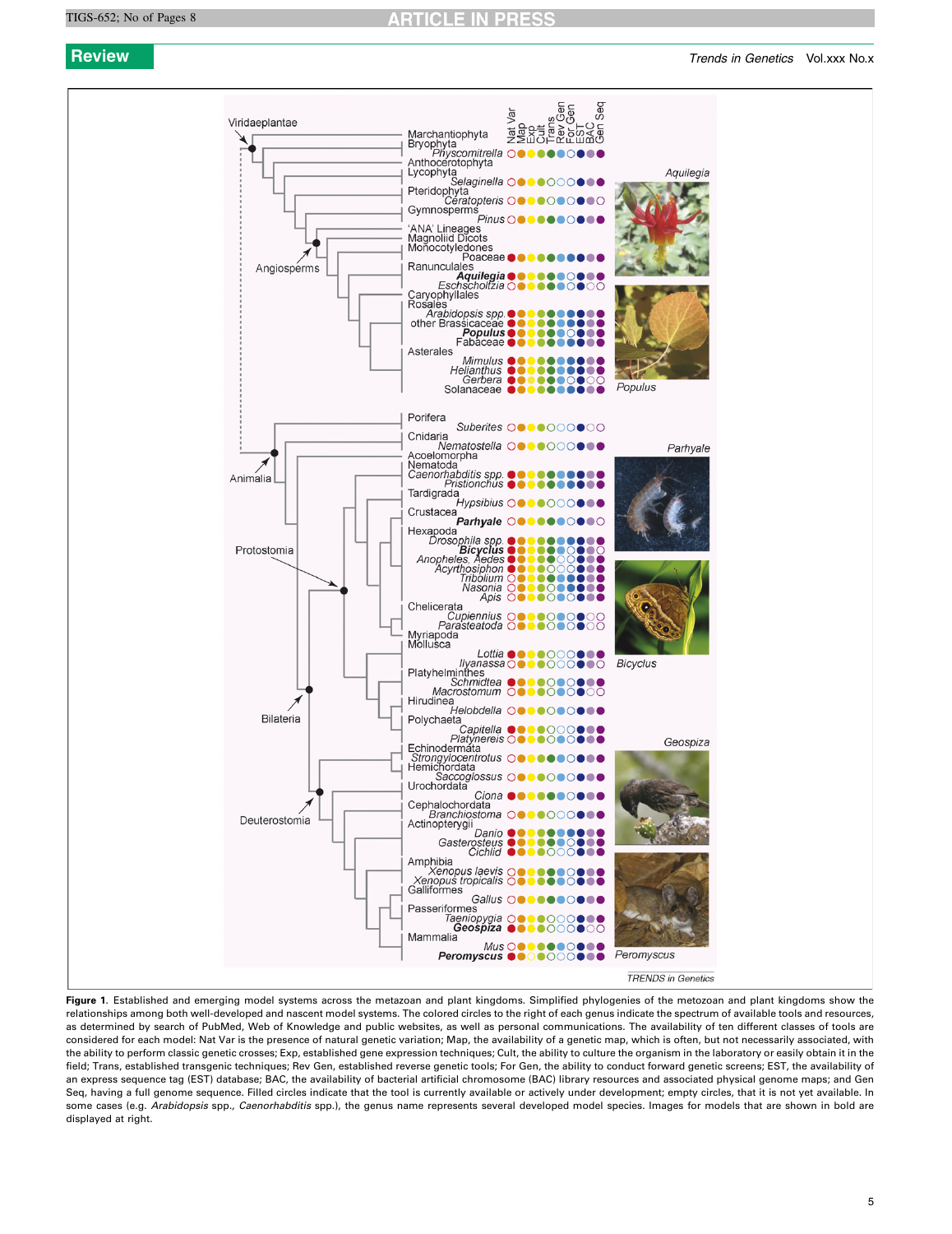**Figure 1**. Established and emerging model systems across the metazoan and plant kingdoms. Simplified phylogenies of the metazoan and plant kingdoms show the relationships among both well-developed and nascent model systems. The colored circles to the right of each genus indicate the spectrum of available tools and resources, as determined by search of PubMed, Web of Knowledge and public websites, as well as personal communications. The availability of ten different classes of tools are considered for each model: Nat Var is the presence of natural genetic variation; Map, the availability of a genetic map, which is often, but not necessarily associated, with the ability to perform classic genetic crosses; Exp, established gene expression techniques; Cult, the ability to culture the organism in the laboratory or easily obtain it in the field; Trans, established transgenic techniques; Rev Gen, established reverse genetic tools; For Gen, the ability to conduct forward genetic screens; EST, the availability of an express sequence tag (EST) database; BAC, the availability of bacterial artificial chromosome (BAC) library resources and associated physical genome maps; and Gen Seq, having a full genome sequence. Filled circles indicate that the tool is currently available or actively under development; empty circles, that it is not yet available. In some cases (e.g. *Arabidopsis* spp., *Caenorhabditis* spp.), the genus name represents several developed model species. Images for models that are shown in bold are displayed at right.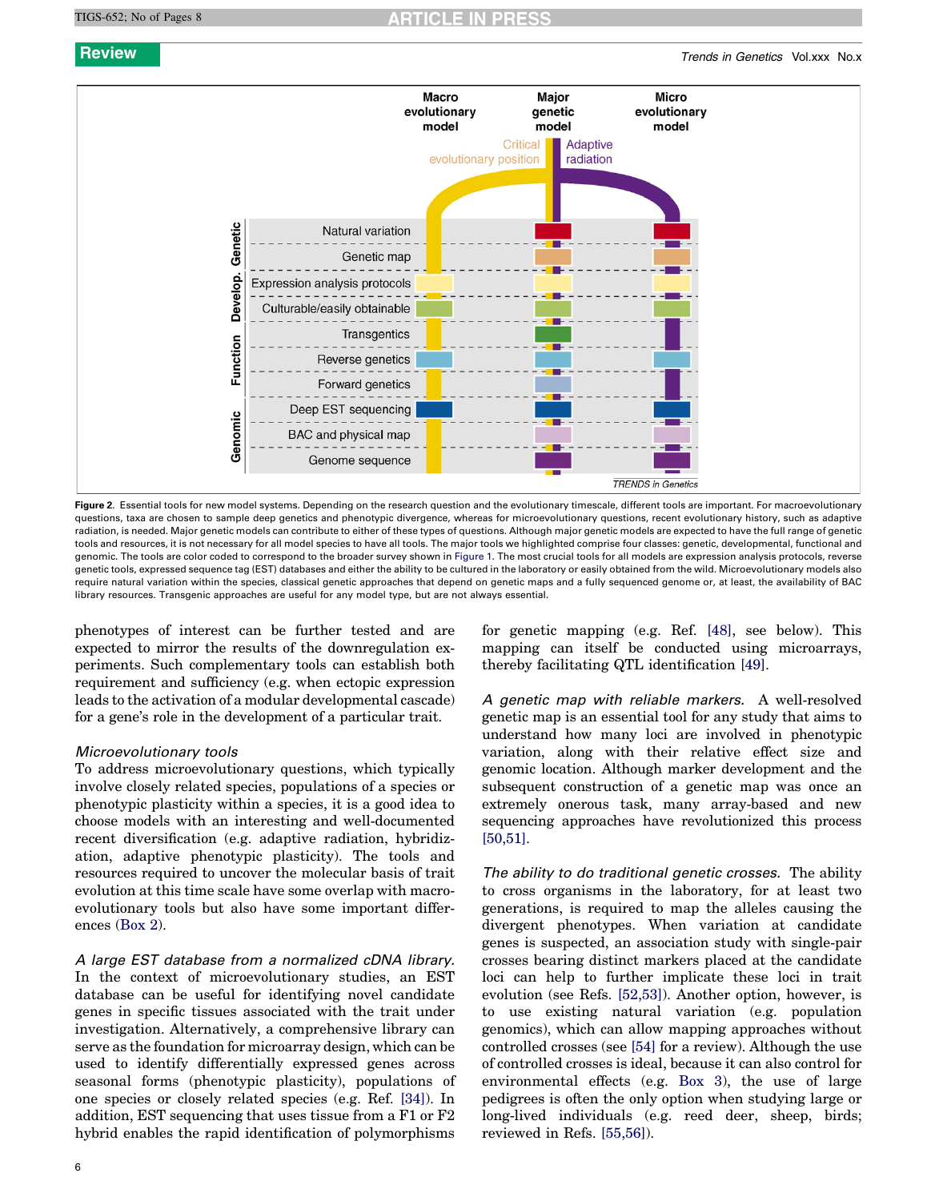Macro evolutionary model

Major genetic model

Micro evolutionary model

Critical evolutionary position

Adaptive radiation

Genetic

Natural variation

Genetic map

Develop.

Expression analysis protocols

Culturable/easily obtainable

Function

Transgenics

Reverse genetics

Forward genetics

Genomic

Deep EST sequencing

BAC and physical map

Genome sequence

TRENDS in Genetics

**Figure 2.** Essential tools for new model systems. Depending on the research question and the evolutionary timescale, different tools are important. For macroevolutionary questions, taxa are chosen to sample deep genetics and phenotypic divergence, whereas for microevolutionary questions, recent evolutionary history, such as adaptive radiation, is needed. Major genetic models can contribute to either of these types of questions. Although major genetic models are expected to have the full range of genetic tools and resources, it is not necessary for all model species to have all tools. The major tools we highlighted comprise four classes: genetic, developmental, functional and genomic. The tools are color coded to correspond to the broader survey shown in Figure 1. The most crucial tools for all models are expression analysis protocols, reverse genetic tools, expressed sequence tag (EST) databases and either the ability to be cultured in the laboratory or easily obtained from the wild. Microevolutionary models also require natural variation within the species, classical genetic approaches that depend on genetic maps and a fully sequenced genome or, at least, the availability of BAC library resources. Transgenic approaches are useful for any model type, but are not always essential.

phenotypes of interest can be further tested and are expected to mirror the results of the downregulation experiments. Such complementary tools can establish both requirement and sufficiency (e.g. when ectopic expression leads to the activation of a modular developmental cascade) for a gene's role in the development of a particular trait.

### *Microevolutionary tools*

To address microevolutionary questions, which typically involve closely related species, populations of a species or phenotypic plasticity within a species, it is a good idea to choose models with an interesting and well-documented recent diversification (e.g. adaptive radiation, hybridization, adaptive phenotypic plasticity). The tools and resources required to uncover the molecular basis of trait evolution at this time scale have some overlap with macroevolutionary tools but also have some important differences (Box 2).

*A large EST database from a normalized cDNA library.* In the context of microevolutionary studies, an EST database can be useful for identifying novel candidate genes in specific tissues associated with the trait under investigation. Alternatively, a comprehensive library can serve as the foundation for microarray design, which can be used to identify differentially expressed genes across seasonal forms (phenotypic plasticity), populations of one species or closely related species (e.g. Ref. [34]). In addition, EST sequencing that uses tissue from a F1 or F2 hybrid enables the rapid identification of polymorphisms for genetic mapping (e.g. Ref. [48], see below). This mapping can itself be conducted using microarrays, thereby facilitating QTL identification [49].

*A genetic map with reliable markers.* A well-resolved genetic map is an essential tool for any study that aims to understand how many loci are involved in phenotypic variation, along with their relative effect size and genomic location. Although marker development and the subsequent construction of a genetic map was once an extremely onerous task, many array-based and new sequencing approaches have revolutionized this process [50,51].

*The ability to do traditional genetic crosses.* The ability to cross organisms in the laboratory, for at least two generations, is required to map the alleles causing the divergent phenotypes. When variation at candidate genes is suspected, an association study with single-pair crosses bearing distinct markers placed at the candidate loci can help to further implicate these loci in trait evolution (see Refs. [52,53]). Another option, however, is to use existing natural variation (e.g. population genomics), which can allow mapping approaches without controlled crosses (see [54] for a review). Although the use of controlled crosses is ideal, because it can also control for environmental effects (e.g. Box 3), the use of large pedigrees is often the only option when studying large or long-lived individuals (e.g. reed deer, sheep, birds; reviewed in Refs. [55,56]).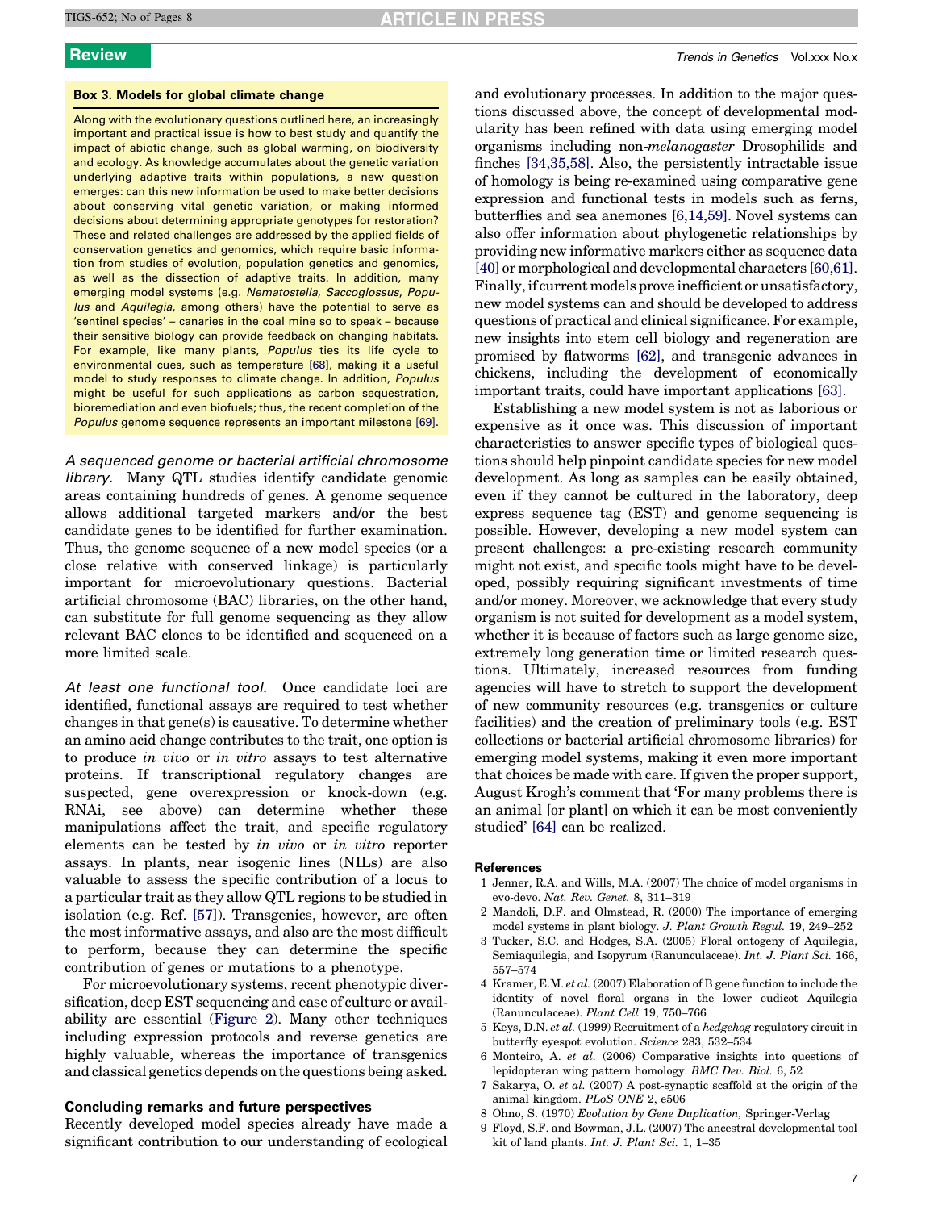### Box 3. Models for global climate change

Along with the evolutionary questions outlined here, an increasingly important and practical issue is how to best study and quantify the impact of abiotic change, such as global warming, on biodiversity and ecology. As knowledge accumulates about the genetic variation underlying adaptive traits within populations, a new question emerges: can this new information be used to make better decisions about conserving vital genetic variation, or making informed decisions about determining appropriate genotypes for restoration? These and related challenges are addressed by the applied fields of conservation genetics and genomics, which require basic information from studies of evolution, population genetics and genomics, as well as the dissection of adaptive traits. In addition, many emerging model systems (e.g. *Nematostella*, *Saccoglossus*, *Populus* and *Aquilegia*, among others) have the potential to serve as 'sentinel species' – canaries in the coal mine so to speak – because their sensitive biology can provide feedback on changing habitats. For example, like many plants, *Populus* ties its life cycle to environmental cues, such as temperature [68], making it a useful model to study responses to climate change. In addition, *Populus* might be useful for such applications as carbon sequestration, bioremediation and even biofuels; thus, the recent completion of the *Populus* genome sequence represents an important milestone [69].

*A sequenced genome or bacterial artificial chromosome library.* Many QTL studies identify candidate genomic areas containing hundreds of genes. A genome sequence allows additional targeted markers and/or the best candidate genes to be identified for further examination. Thus, the genome sequence of a new model species (or a close relative with conserved linkage) is particularly important for microevolutionary questions. Bacterial artificial chromosome (BAC) libraries, on the other hand, can substitute for full genome sequencing as they allow relevant BAC clones to be identified and sequenced on a more limited scale.

*At least one functional tool.* Once candidate loci are identified, functional assays are required to test whether changes in that gene(s) is causative. To determine whether an amino acid change contributes to the trait, one option is to produce *in vivo* or *in vitro* assays to test alternative proteins. If transcriptional regulatory changes are suspected, gene overexpression or knock-down (e.g. RNAi, see above) can determine whether these manipulations affect the trait, and specific regulatory elements can be tested by *in vivo* or *in vitro* reporter assays. In plants, near isogenic lines (NILs) are also valuable to assess the specific contribution of a locus to a particular trait as they allow QTL regions to be studied in isolation (e.g. Ref. [57]). Transgenics, however, are often the most informative assays, and also are the most difficult to perform, because they can determine the specific contribution of genes or mutations to a phenotype.

For microevolutionary systems, recent phenotypic diversification, deep EST sequencing and ease of culture or availability are essential (Figure 2). Many other techniques including expression protocols and reverse genetics are highly valuable, whereas the importance of transgenics and classical genetics depends on the questions being asked.

## Concluding remarks and future perspectives

Recently developed model species already have made a significant contribution to our understanding of ecological and evolutionary processes. In addition to the major questions discussed above, the concept of developmental modularity has been refined with data using emerging model organisms including non-*melanogaster* Drosophilids and finches [34,35,58]. Also, the persistently intractable issue of homology is being re-examined using comparative gene expression and functional tests in models such as ferns, butterflies and sea anemones [6,14,59]. Novel systems can also offer information about phylogenetic relationships by providing new informative markers either as sequence data [40] or morphological and developmental characters [60,61]. Finally, if current models prove inefficient or unsatisfactory, new model systems can and should be developed to address questions of practical and clinical significance. For example, new insights into stem cell biology and regeneration are promised by flatworms [62], and transgenic advances in chickens, including the development of economically important traits, could have important applications [63].

Establishing a new model system is not as laborious or expensive as it once was. This discussion of important characteristics to answer specific types of biological questions should help pinpoint candidate species for new model development. As long as samples can be easily obtained, even if they cannot be cultured in the laboratory, deep express sequence tag (EST) and genome sequencing is possible. However, developing a new model system can present challenges: a pre-existing research community might not exist, and specific tools might have to be developed, possibly requiring significant investments of time and/or money. Moreover, we acknowledge that every study organism is not suited for development as a model system, whether it is because of factors such as large genome size, extremely long generation time or limited research questions. Ultimately, increased resources from funding agencies will have to stretch to support the development of new community resources (e.g. transgenics or culture facilities) and the creation of preliminary tools (e.g. EST collections or bacterial artificial chromosome libraries) for emerging model systems, making it even more important that choices be made with care. If given the proper support, August Krogh's comment that 'For many problems there is an animal [or plant] on which it can be most conveniently studied' [64] can be realized.

## References

1 Jenner, R.A. and Wills, M.A. (2007) The choice of model organisms in evo-devo. *Nat. Rev. Genet.* 8, 311–319

2 Mandoli, D.F. and Olmstead, R. (2000) The importance of emerging model systems in plant biology. *J. Plant Growth Regul.* 19, 249–252

3 Tucker, S.C. and Hodges, S.A. (2005) Floral ontogeny of Aquilegia, Semiaquilegia, and Isopyrum (Ranunculaceae). *Int. J. Plant Sci.* 166, 557–574

4 Kramer, E.M. *et al.* (2007) Elaboration of B gene function to include the identity of novel floral organs in the lower eudicot Aquilegia (Ranunculaceae). *Plant Cell* 19, 750–766

5 Keys, D.N. *et al.* (1999) Recruitment of a *hedgehog* regulatory circuit in butterfly eyespot evolution. *Science* 283, 532–534

6 Monteiro, A. *et al.* (2006) Comparative insights into questions of lepidopteran wing pattern homology. *BMC Dev. Biol.* 6, 52

7 Sakarya, O. *et al.* (2007) A post-synaptic scaffold at the origin of the animal kingdom. *PLoS ONE* 2, e506

8 Ohno, S. (1970) *Evolution by Gene Duplication*, Springer-Verlag

9 Floyd, S.F. and Bowman, J.L. (2007) The ancestral developmental tool kit of land plants. *Int. J. Plant Sci.* 1, 1–35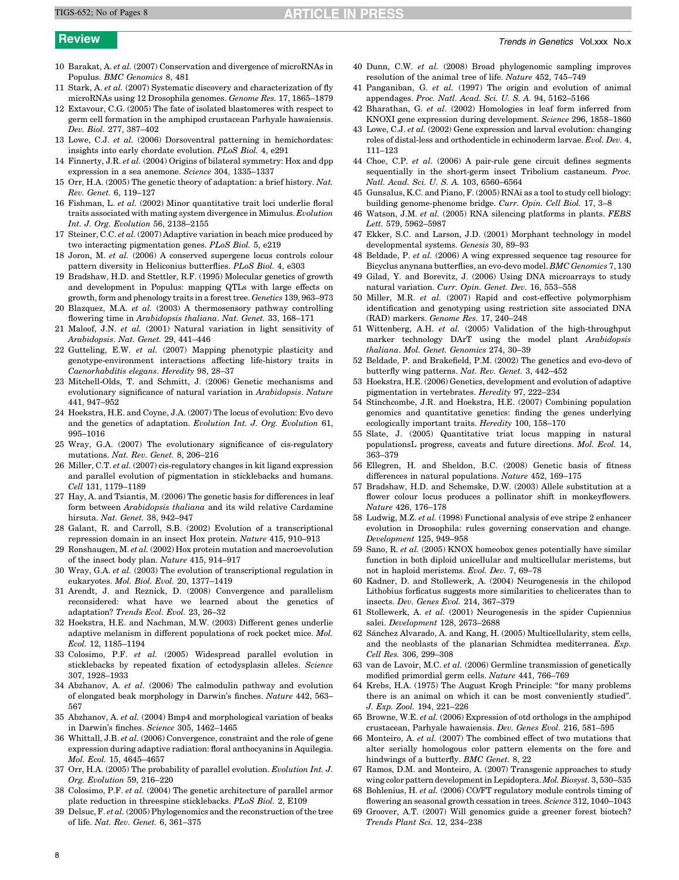10 Barakat, A. *et al.* (2007) Conservation and divergence of microRNAs in Populus. *BMC Genomics* 8, 481

11 Stark, A. *et al.* (2007) Systematic discovery and characterization of fly microRNAs using 12 Drosophila genomes. *Genome Res.* 17, 1865–1879

12 Extavour, C.G. (2005) The fate of isolated blastomeres with respect to germ cell formation in the amphipod crustacean Parhyale hawaiensis. *Dev. Biol.* 277, 387–402

13 Lowe, C.J. *et al.* (2006) Dorsoventral patterning in hemichordates: insights into early chordate evolution. *PLoS Biol.* 4, e291

14 Finnerty, J.R. *et al.* (2004) Origins of bilateral symmetry: Hox and dpp expression in a sea anemone. *Science* 304, 1335–1337

15 Orr, H.A. (2005) The genetic theory of adaptation: a brief history. *Nat. Rev. Genet.* 6, 119–127

16 Fishman, L. *et al.* (2002) Minor quantitative trait loci underlie floral traits associated with mating system divergence in Mimulus. *Evolution Int. J. Org. Evolution* 56, 2138–2155

17 Steiner, C.C. *et al.* (2007) Adaptive variation in beach mice produced by two interacting pigmentation genes. *PLoS Biol.* 5, e219

18 Joron, M. *et al.* (2006) A conserved supergene locus controls colour pattern diversity in Heliconius butterflies. *PLoS Biol.* 4, e303

19 Bradshaw, H.D. and Stettler, R.F. (1995) Molecular genetics of growth and development in Populus: mapping QTLs with large effects on growth, form and phenology traits in a forest tree. *Genetics* 139, 963–973

20 Blazquez, M.A. *et al.* (2003) A thermosensory pathway controlling flowering time in *Arabidopsis thaliana*. *Nat. Genet.* 33, 168–171

21 Maloof, J.N. *et al.* (2001) Natural variation in light sensitivity of *Arabidopsis*. *Nat. Genet.* 29, 441–446

22 Gutteling, E.W. *et al.* (2007) Mapping phenotypic plasticity and genotype-environment interactions affecting life-history traits in *Caenorhabditis elegans*. *Heredity* 98, 28–37

23 Mitchell-Olds, T. and Schmitt, J. (2006) Genetic mechanisms and evolutionary significance of natural variation in *Arabidopsis*. *Nature* 441, 947–952

24 Hoekstra, H.E. and Coyne, J.A. (2007) The locus of evolution: Evo devo and the genetics of adaptation. *Evolution Int. J. Org. Evolution* 61, 995–1016

25 Wray, G.A. (2007) The evolutionary significance of cis-regulatory mutations. *Nat. Rev. Genet.* 8, 206–216

26 Miller, C.T. *et al.* (2007) cis-regulatory changes in kit ligand expression and parallel evolution of pigmentation in sticklebacks and humans. *Cell* 131, 1179–1189

27 Hay, A. and Tsiantis, M. (2006) The genetic basis for differences in leaf form between *Arabidopsis thaliana* and its wild relative Cardamine hirsuta. *Nat. Genet.* 38, 942–947

28 Galant, R. and Carroll, S.B. (2002) Evolution of a transcriptional repression domain in an insect Hox protein. *Nature* 415, 910–913

29 Ronshaugen, M. *et al.* (2002) Hox protein mutation and macroevolution of the insect body plan. *Nature* 415, 914–917

30 Wray, G.A. *et al.* (2003) The evolution of transcriptional regulation in eukaryotes. *Mol. Biol. Evol.* 20, 1377–1419

31 Arendt, J. and Reznick, D. (2008) Convergence and parallelism reconsidered: what have we learned about the genetics of adaptation? *Trends Ecol. Evol.* 23, 26–32

32 Hoekstra, H.E. and Nachman, M.W. (2003) Different genes underlie adaptive melanism in different populations of rock pocket mice. *Mol. Ecol.* 12, 1185–1194

33 Colosimo, P.F. *et al.* (2005) Widespread parallel evolution in sticklebacks by repeated fixation of ectodysplasin alleles. *Science* 307, 1928–1933

34 Abzhanov, A. *et al.* (2006) The calmodulin pathway and evolution of elongated beak morphology in Darwin's finches. *Nature* 442, 563–567

35 Abzhanov, A. *et al.* (2004) Bmp4 and morphological variation of beaks in Darwin's finches. *Science* 305, 1462–1465

36 Whittall, J.B. *et al.* (2006) Convergence, constraint and the role of gene expression during adaptive radiation: floral anthocyanins in Aquilegia. *Mol. Ecol.* 15, 4645–4657

37 Orr, H.A. (2005) The probability of parallel evolution. *Evolution Int. J. Org. Evolution* 59, 216–220

38 Colosimo, P.F. *et al.* (2004) The genetic architecture of parallel armor plate reduction in threespine sticklebacks. *PLoS Biol.* 2, E109

39 Delsuc, F. *et al.* (2005) Phylogenomics and the reconstruction of the tree of life. *Nat. Rev. Genet.* 6, 361–375

40 Dunn, C.W. *et al.* (2008) Broad phylogenomic sampling improves resolution of the animal tree of life. *Nature* 452, 745–749

41 Panganiban, G. *et al.* (1997) The origin and evolution of animal appendages. *Proc. Natl. Acad. Sci. U. S. A.* 94, 5162–5166

42 Bharathan, G. *et al.* (2002) Homologies in leaf form inferred from KNOXI gene expression during development. *Science* 296, 1858–1860

43 Lowe, C.J. *et al.* (2002) Gene expression and larval evolution: changing roles of distal-less and orthodenticle in echinoderm larvae. *Evol. Dev.* 4, 111–123

44 Choe, C.P. *et al.* (2006) A pair-rule gene circuit defines segments sequentially in the short-germ insect Tribolium castaneum. *Proc. Natl. Acad. Sci. U. S. A.* 103, 6560–6564

45 Gunsalus, K.C. and Piano, F. (2005) RNAi as a tool to study cell biology: building genome-phenome bridge. *Curr. Opin. Cell Biol.* 17, 3–8

46 Watson, J.M. *et al.* (2005) RNA silencing platforms in plants. *FEBS Lett.* 579, 5962–5987

47 Ekker, S.C. and Larson, J.D. (2001) Morphant technology in model developmental systems. *Genesis* 30, 89–93

48 Beldade, P. *et al.* (2006) A wing expressed sequence tag resource for Bicyclus anynana butterflies, an evo-devo model. *BMC Genomics* 7, 130

49 Gilad, Y. and Borevitz, J. (2006) Using DNA microarrays to study natural variation. *Curr. Opin. Genet. Dev.* 16, 553–558

50 Miller, M.R. *et al.* (2007) Rapid and cost-effective polymorphism identification and genotyping using restriction site associated DNA (RAD) markers. *Genome Res.* 17, 240–248

51 Wittenberg, A.H. *et al.* (2005) Validation of the high-throughput marker technology DArT using the model plant *Arabidopsis thaliana*. *Mol. Genet. Genomics* 274, 30–39

52 Beldade, P. and Brakefield, P.M. (2002) The genetics and evo-devo of butterfly wing patterns. *Nat. Rev. Genet.* 3, 442–452

53 Hoekstra, H.E. (2006) Genetics, development and evolution of adaptive pigmentation in vertebrates. *Heredity* 97, 222–234

54 Stinchcombe, J.R. and Hoekstra, H.E. (2007) Combining population genomics and quantitative genetics: finding the genes underlying ecologically important traits. *Heredity* 100, 158–170

55 Slate, J. (2005) Quantitative triat locus mapping in natural populationsL progress, caveats and future directions. *Mol. Ecol.* 14, 363–379

56 Ellegren, H. and Sheldon, B.C. (2008) Genetic basis of fitness differences in natural populations. *Nature* 452, 169–175

57 Bradshaw, H.D. and Schemske, D.W. (2003) Allele substitution at a flower colour locus produces a pollinator shift in monkeyflowers. *Nature* 426, 176–178

58 Ludwig, M.Z. *et al.* (1998) Functional analysis of eve stripe 2 enhancer evolution in Drosophila: rules governing conservation and change. *Development* 125, 949–958

59 Sano, R. *et al.* (2005) KNOX homeobox genes potentially have similar function in both diploid unicellular and multicellular meristems, but not in haploid meristems. *Evol. Dev.* 7, 69–78

60 Kadner, D. and Stollewerk, A. (2004) Neurogenesis in the chilopod Lithobius forficatus suggests more similarities to chelicerates than to insects. *Dev. Genes Evol.* 214, 367–379

61 Stollewerk, A. *et al.* (2001) Neurogenesis in the spider Cupiennius salei. *Development* 128, 2673–2688

62 Sánchez Alvarado, A. and Kang, H. (2005) Multicellularity, stem cells, and the neoblasts of the planarian Schmidtea mediterranea. *Exp. Cell Res.* 306, 299–308

63 van de Lavoir, M.C. *et al.* (2006) Germline transmission of genetically modified primordial germ cells. *Nature* 441, 766–769

64 Krebs, H.A. (1975) The August Krogh Principle: "for many problems there is an animal on which it can be most conveniently studied". *J. Exp. Zool.* 194, 221–226

65 Browne, W.E. *et al.* (2006) Expression of otd orthologs in the amphipod crustacean, Parhyale hawaiensis. *Dev. Genes Evol.* 216, 581–595

66 Monteiro, A. *et al.* (2007) The combined effect of two mutations that alter serially homologous color pattern elements on the fore and hindwings of a butterfly. *BMC Genet.* 8, 22

67 Ramos, D.M. and Monteiro, A. (2007) Transgenic approaches to study wing color pattern development in Lepidoptera. *Mol. Biosyst.* 3, 530–535

68 Bohlenius, H. *et al.* (2006) CO/FT regulatory module controls timing of flowering an seasonal growth cessation in trees. *Science* 312, 1040–1043

69 Groover, A.T. (2007) Will genomics guide a greener forest biotech? *Trends Plant Sci.* 12, 234–238